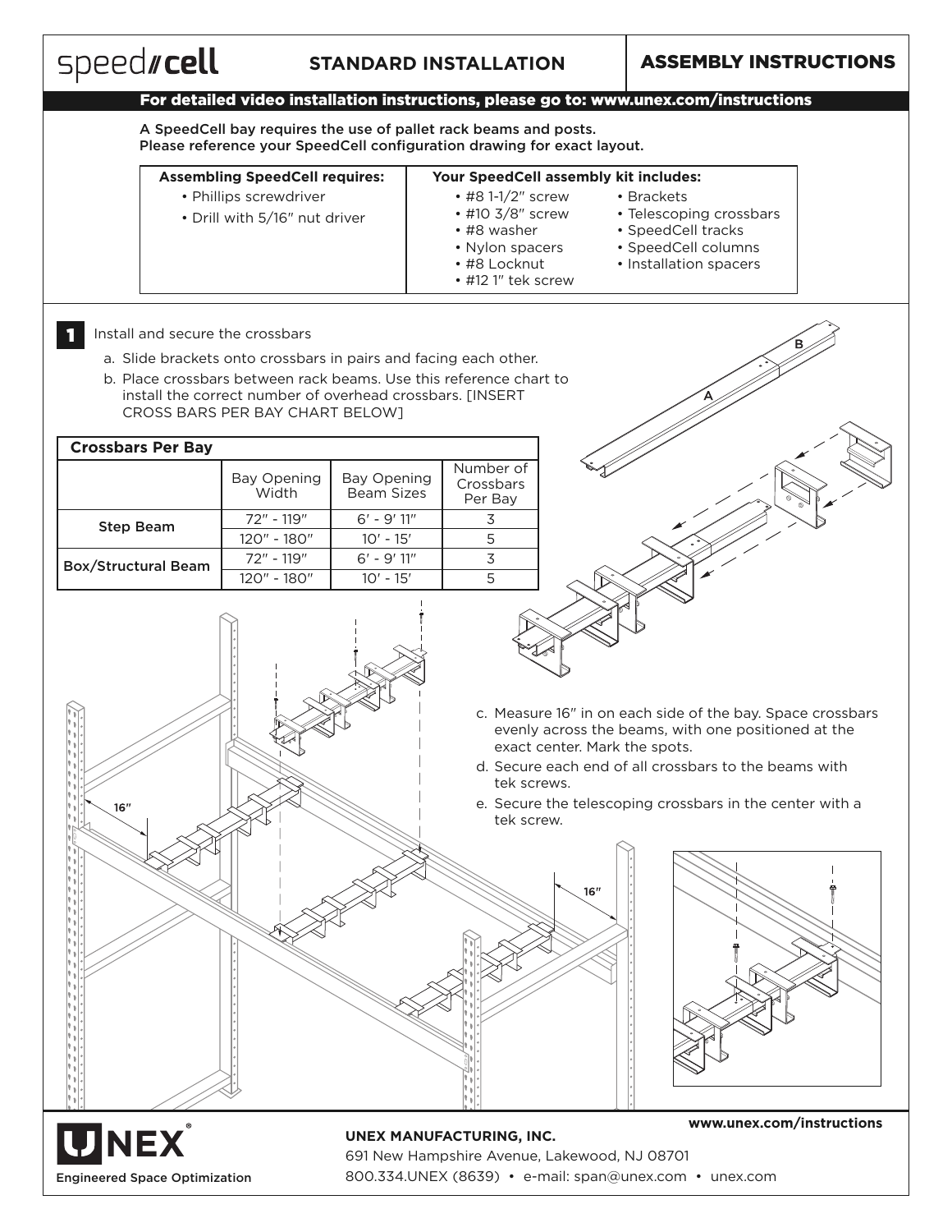# speed//cell

## STANDARD INSTALLATION

## ASSEMBLY INSTRUCTIONS

**For detailed video installation instructions, please go to: www.unex.com/instructions**

**A SpeedCell bay requires the use of pallet rack beams and posts.**
**Please reference your SpeedCell configuration drawing for exact layout.**

| Assembling SpeedCell requires: | Your SpeedCell assembly kit includes: | |
|---|---|---|
| • Phillips screwdriver<br>• Drill with 5/16″ nut driver | • #8 1-1/2″ screw<br>• #10 3/8″ screw<br>• #8 washer<br>• Nylon spacers<br>• #8 Locknut<br>• #12 1″ tek screw | • Brackets<br>• Telescoping crossbars<br>• SpeedCell tracks<br>• SpeedCell columns<br>• Installation spacers |

**1** Install and secure the crossbars

a. Slide brackets onto crossbars in pairs and facing each other.

b. Place crossbars between rack beams. Use this reference chart to install the correct number of overhead crossbars. [INSERT CROSS BARS PER BAY CHART BELOW]

**Crossbars Per Bay**

| | Bay Opening Width | Bay Opening Beam Sizes | Number of Crossbars Per Bay |
|---|---|---|---|
| **Step Beam** | 72″ - 119″ | 6′ - 9′ 11″ | 3 |
| | 120″ - 180″ | 10′ - 15′ | 5 |
| **Box/Structural Beam** | 72″ - 119″ | 6′ - 9′ 11″ | 3 |
| | 120″ - 180″ | 10′ - 15′ | 5 |

A

B

16″

16″

c. Measure 16″ in on each side of the bay. Space crossbars evenly across the beams, with one positioned at the exact center. Mark the spots.

d. Secure each end of all crossbars to the beams with tek screws.

e. Secure the telescoping crossbars in the center with a tek screw.

UNEX®
Engineered Space Optimization

**www.unex.com/instructions**

**UNEX MANUFACTURING, INC.**
691 New Hampshire Avenue, Lakewood, NJ 08701
800.334.UNEX (8639) • e-mail: span@unex.com • unex.com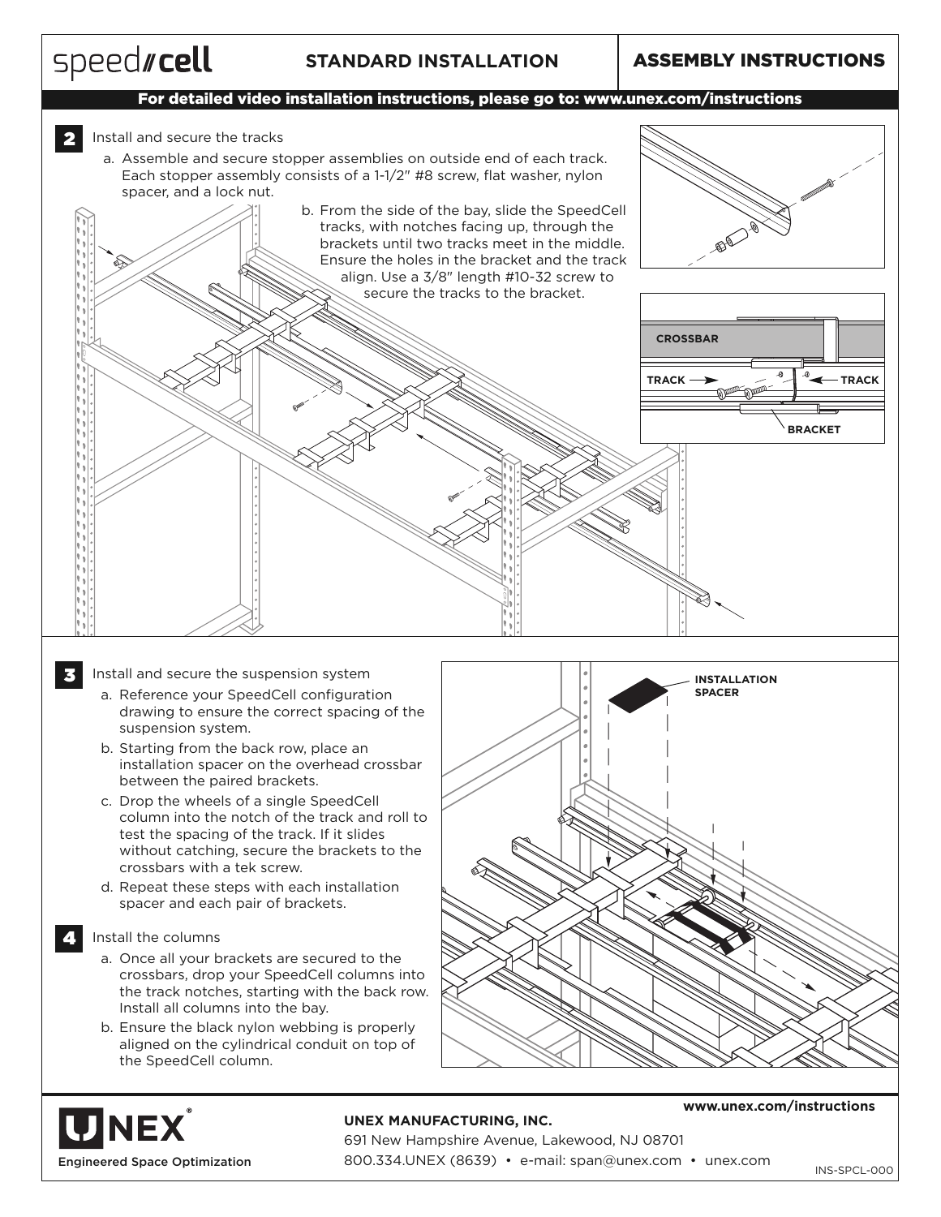speed//cell

## STANDARD INSTALLATION

## ASSEMBLY INSTRUCTIONS

**For detailed video installation instructions, please go to: www.unex.com/instructions**

**2** Install and secure the tracks

a. Assemble and secure stopper assemblies on outside end of each track. Each stopper assembly consists of a 1-1/2" #8 screw, flat washer, nylon spacer, and a lock nut.

b. From the side of the bay, slide the SpeedCell tracks, with notches facing up, through the brackets until two tracks meet in the middle. Ensure the holes in the bracket and the track align. Use a 3/8" length #10-32 screw to secure the tracks to the bracket.

CROSSBAR

TRACK

TRACK

BRACKET

**3** Install and secure the suspension system

a. Reference your SpeedCell configuration drawing to ensure the correct spacing of the suspension system.

b. Starting from the back row, place an installation spacer on the overhead crossbar between the paired brackets.

c. Drop the wheels of a single SpeedCell column into the notch of the track and roll to test the spacing of the track. If it slides without catching, secure the brackets to the crossbars with a tek screw.

d. Repeat these steps with each installation spacer and each pair of brackets.

**4** Install the columns

a. Once all your brackets are secured to the crossbars, drop your SpeedCell columns into the track notches, starting with the back row. Install all columns into the bay.

b. Ensure the black nylon webbing is properly aligned on the cylindrical conduit on top of the SpeedCell column.

INSTALLATION SPACER

UNEX®
Engineered Space Optimization

**UNEX MANUFACTURING, INC.**
691 New Hampshire Avenue, Lakewood, NJ 08701
800.334.UNEX (8639) • e-mail: span@unex.com • unex.com

**www.unex.com/instructions**

INS-SPCL-000